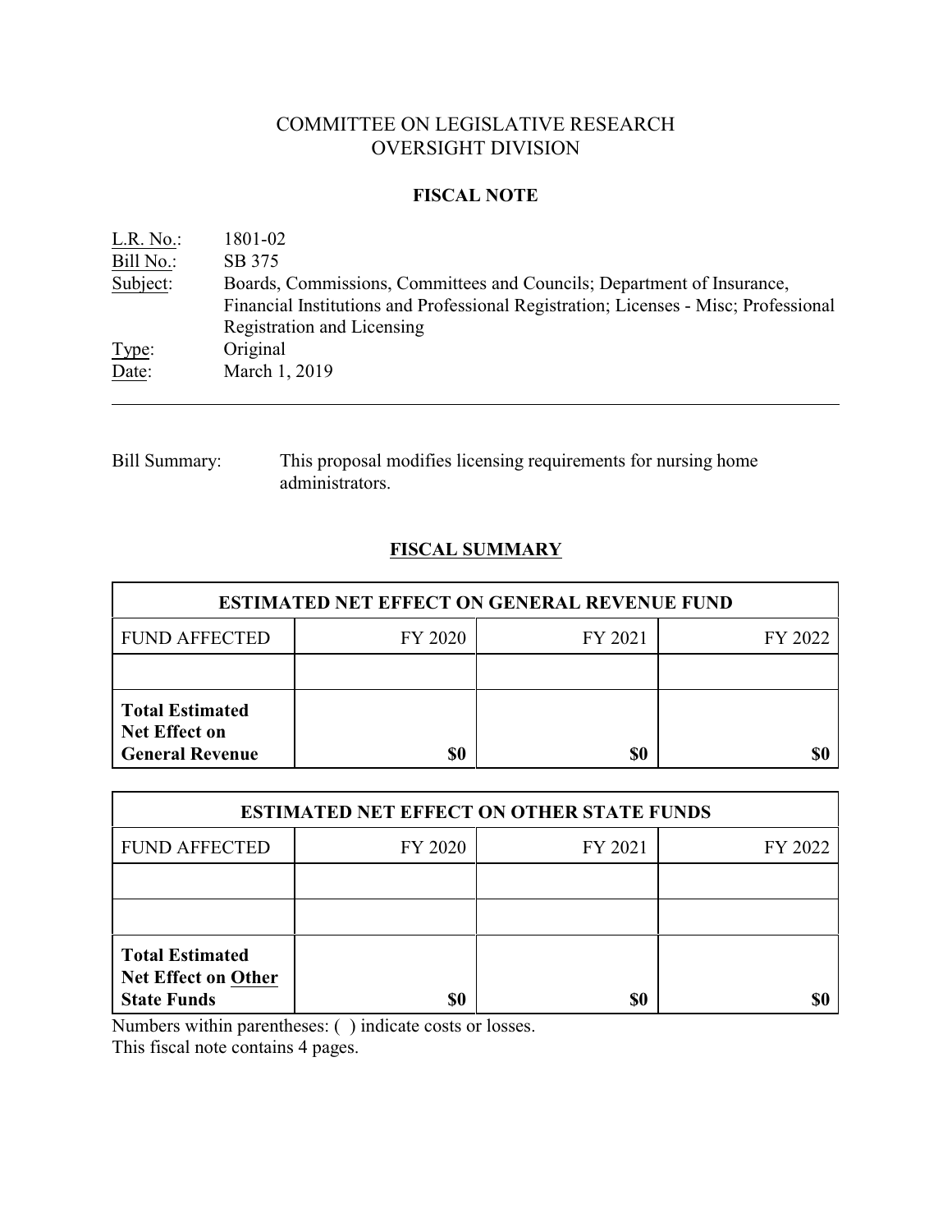# COMMITTEE ON LEGISLATIVE RESEARCH
# OVERSIGHT DIVISION

## FISCAL NOTE

L.R. No.: 1801-02
Bill No.: SB 375
Subject: Boards, Commissions, Committees and Councils; Department of Insurance, Financial Institutions and Professional Registration; Licenses - Misc; Professional Registration and Licensing
Type: Original
Date: March 1, 2019

---

Bill Summary: This proposal modifies licensing requirements for nursing home administrators.

## FISCAL SUMMARY

| ESTIMATED NET EFFECT ON GENERAL REVENUE FUND | | | |
|---|---|---|---|
| FUND AFFECTED | FY 2020 | FY 2021 | FY 2022 |
| | | | |
| **Total Estimated Net Effect on General Revenue** | **$0** | **$0** | **$0** |

| ESTIMATED NET EFFECT ON OTHER STATE FUNDS | | | |
|---|---|---|---|
| FUND AFFECTED | FY 2020 | FY 2021 | FY 2022 |
| | | | |
| | | | |
| **Total Estimated Net Effect on Other State Funds** | **$0** | **$0** | **$0** |

Numbers within parentheses: ( ) indicate costs or losses.
This fiscal note contains 4 pages.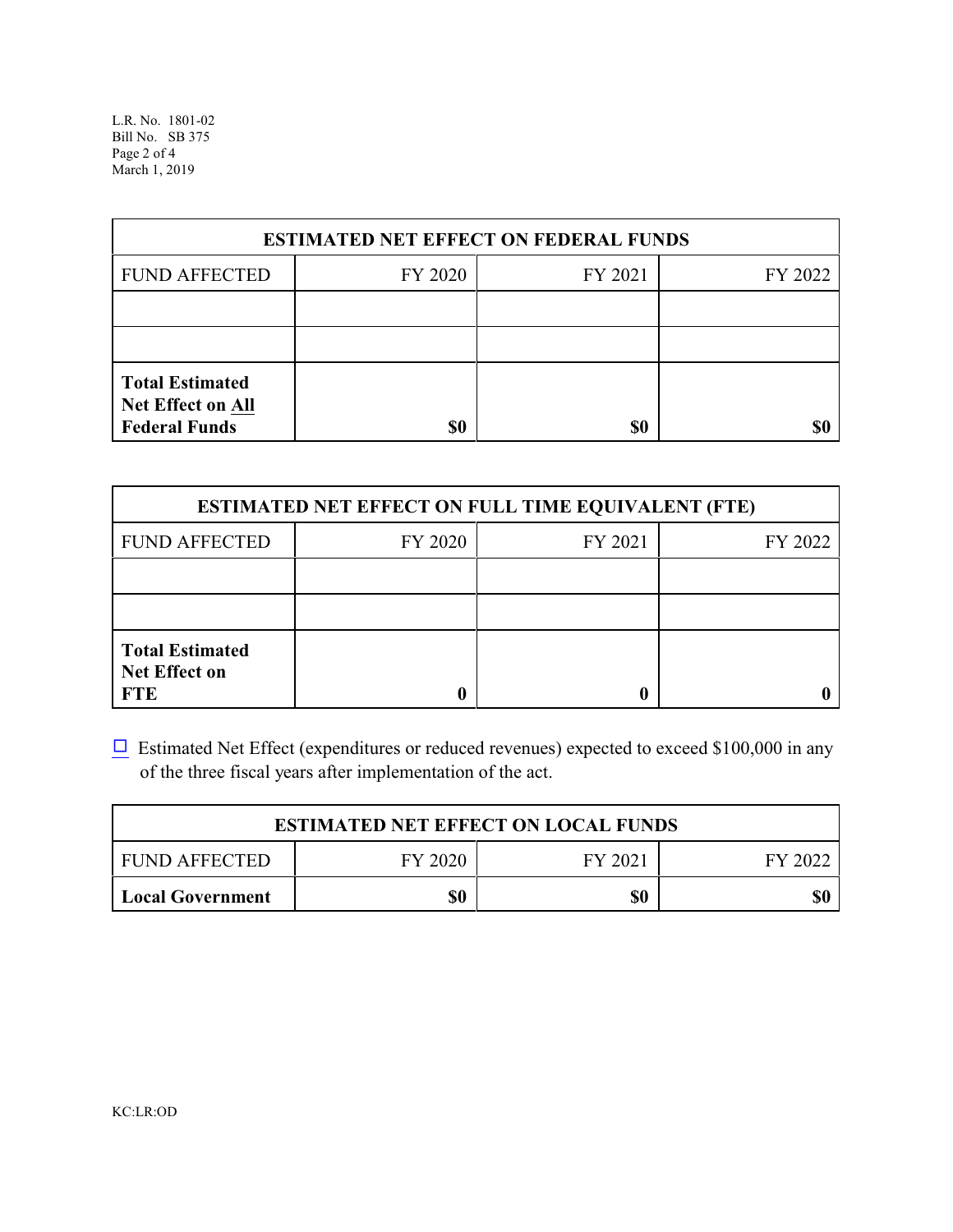| ESTIMATED NET EFFECT ON FEDERAL FUNDS | | | |
|---|---|---|---|
| FUND AFFECTED | FY 2020 | FY 2021 | FY 2022 |
| | | | |
| | | | |
| **Total Estimated Net Effect on All Federal Funds** | **$0** | **$0** | **$0** |

| ESTIMATED NET EFFECT ON FULL TIME EQUIVALENT (FTE) | | | |
|---|---|---|---|
| FUND AFFECTED | FY 2020 | FY 2021 | FY 2022 |
| | | | |
| | | | |
| **Total Estimated Net Effect on FTE** | **0** | **0** | **0** |

☐ Estimated Net Effect (expenditures or reduced revenues) expected to exceed $100,000 in any of the three fiscal years after implementation of the act.

| ESTIMATED NET EFFECT ON LOCAL FUNDS | | | |
|---|---|---|---|
| FUND AFFECTED | FY 2020 | FY 2021 | FY 2022 |
| **Local Government** | **$0** | **$0** | **$0** |

KC:LR:OD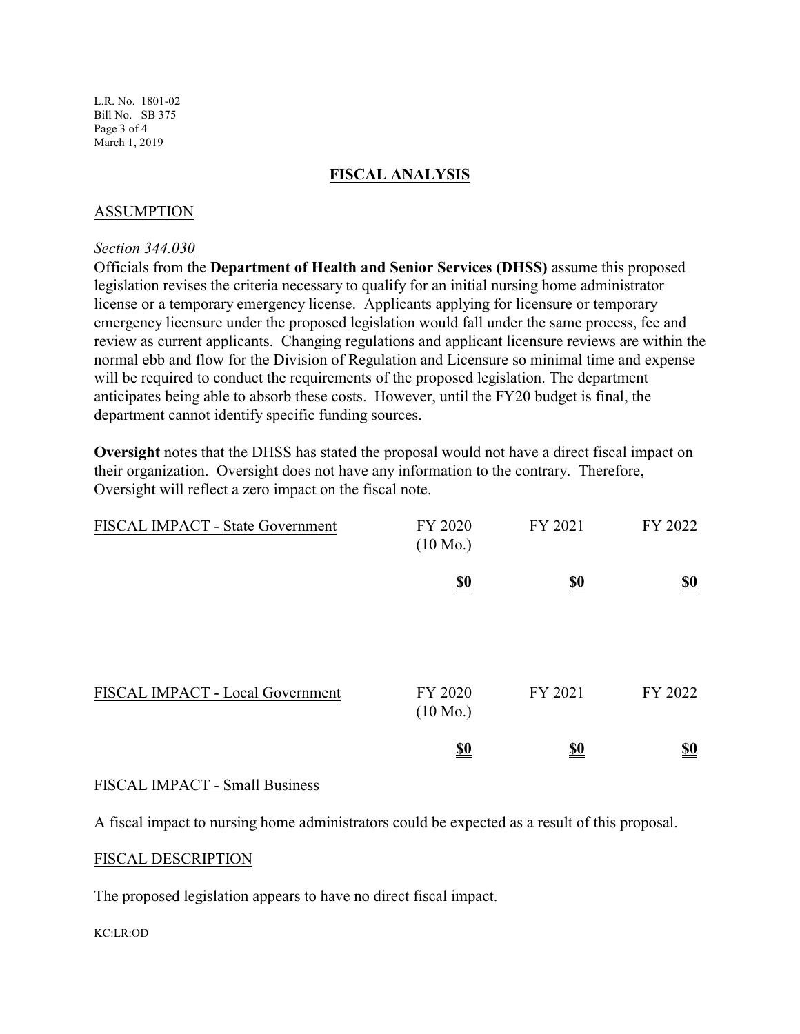## FISCAL ANALYSIS

### ASSUMPTION

*Section 344.030*

Officials from the **Department of Health and Senior Services (DHSS)** assume this proposed legislation revises the criteria necessary to qualify for an initial nursing home administrator license or a temporary emergency license. Applicants applying for licensure or temporary emergency licensure under the proposed legislation would fall under the same process, fee and review as current applicants. Changing regulations and applicant licensure reviews are within the normal ebb and flow for the Division of Regulation and Licensure so minimal time and expense will be required to conduct the requirements of the proposed legislation. The department anticipates being able to absorb these costs. However, until the FY20 budget is final, the department cannot identify specific funding sources.

**Oversight** notes that the DHSS has stated the proposal would not have a direct fiscal impact on their organization. Oversight does not have any information to the contrary. Therefore, Oversight will reflect a zero impact on the fiscal note.

| FISCAL IMPACT - State Government | FY 2020 (10 Mo.) | FY 2021 | FY 2022 |
|---|---|---|---|
| | **$0** | **$0** | **$0** |

| FISCAL IMPACT - Local Government | FY 2020 (10 Mo.) | FY 2021 | FY 2022 |
|---|---|---|---|
| | **$0** | **$0** | **$0** |

### FISCAL IMPACT - Small Business

A fiscal impact to nursing home administrators could be expected as a result of this proposal.

### FISCAL DESCRIPTION

The proposed legislation appears to have no direct fiscal impact.

KC:LR:OD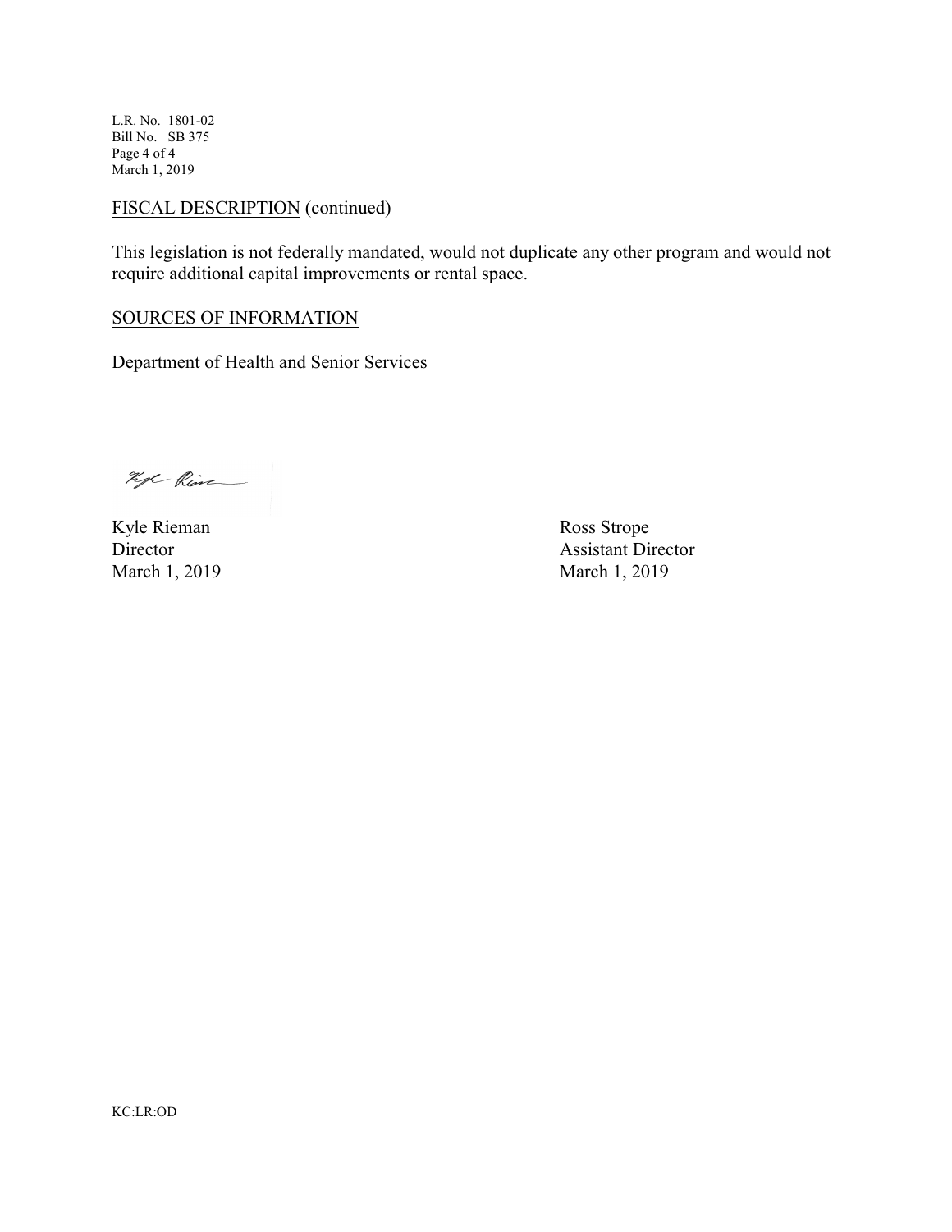FISCAL DESCRIPTION (continued)

This legislation is not federally mandated, would not duplicate any other program and would not require additional capital improvements or rental space.

SOURCES OF INFORMATION

Department of Health and Senior Services

| | |
|---|---|
| Kyle Rieman | Ross Strope |
| Director | Assistant Director |
| March 1, 2019 | March 1, 2019 |

KC:LR:OD